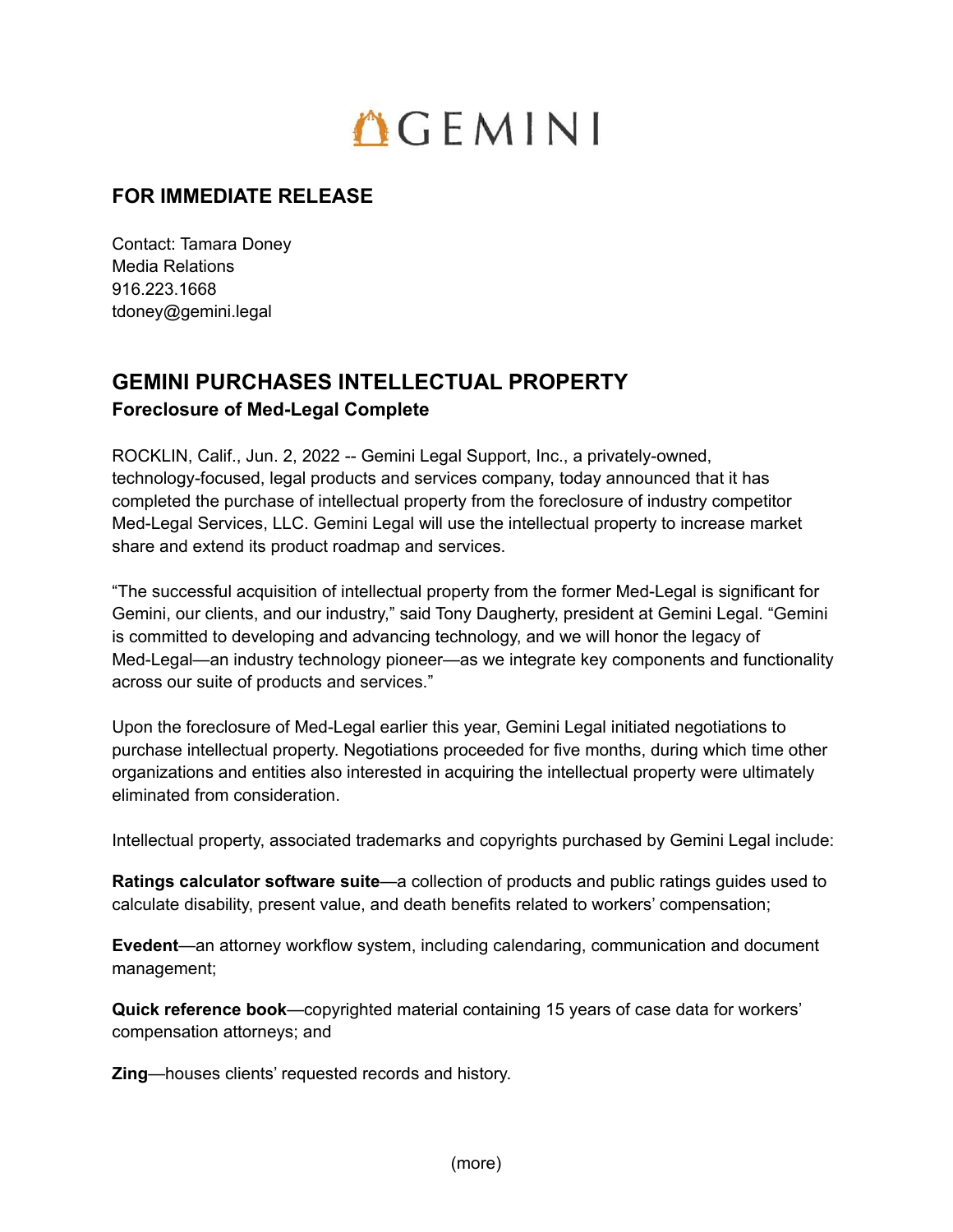# GEMINI

## FOR IMMEDIATE RELEASE

Contact: Tamara Doney
Media Relations
916.223.1668
tdoney@gemini.legal

## GEMINI PURCHASES INTELLECTUAL PROPERTY

### Foreclosure of Med-Legal Complete

ROCKLIN, Calif., Jun. 2, 2022 -- Gemini Legal Support, Inc., a privately-owned, technology-focused, legal products and services company, today announced that it has completed the purchase of intellectual property from the foreclosure of industry competitor Med-Legal Services, LLC. Gemini Legal will use the intellectual property to increase market share and extend its product roadmap and services.

"The successful acquisition of intellectual property from the former Med-Legal is significant for Gemini, our clients, and our industry," said Tony Daugherty, president at Gemini Legal. "Gemini is committed to developing and advancing technology, and we will honor the legacy of Med-Legal—an industry technology pioneer—as we integrate key components and functionality across our suite of products and services."

Upon the foreclosure of Med-Legal earlier this year, Gemini Legal initiated negotiations to purchase intellectual property. Negotiations proceeded for five months, during which time other organizations and entities also interested in acquiring the intellectual property were ultimately eliminated from consideration.

Intellectual property, associated trademarks and copyrights purchased by Gemini Legal include:

**Ratings calculator software suite**—a collection of products and public ratings guides used to calculate disability, present value, and death benefits related to workers' compensation;

**Evedent**—an attorney workflow system, including calendaring, communication and document management;

**Quick reference book**—copyrighted material containing 15 years of case data for workers' compensation attorneys; and

**Zing**—houses clients' requested records and history.

(more)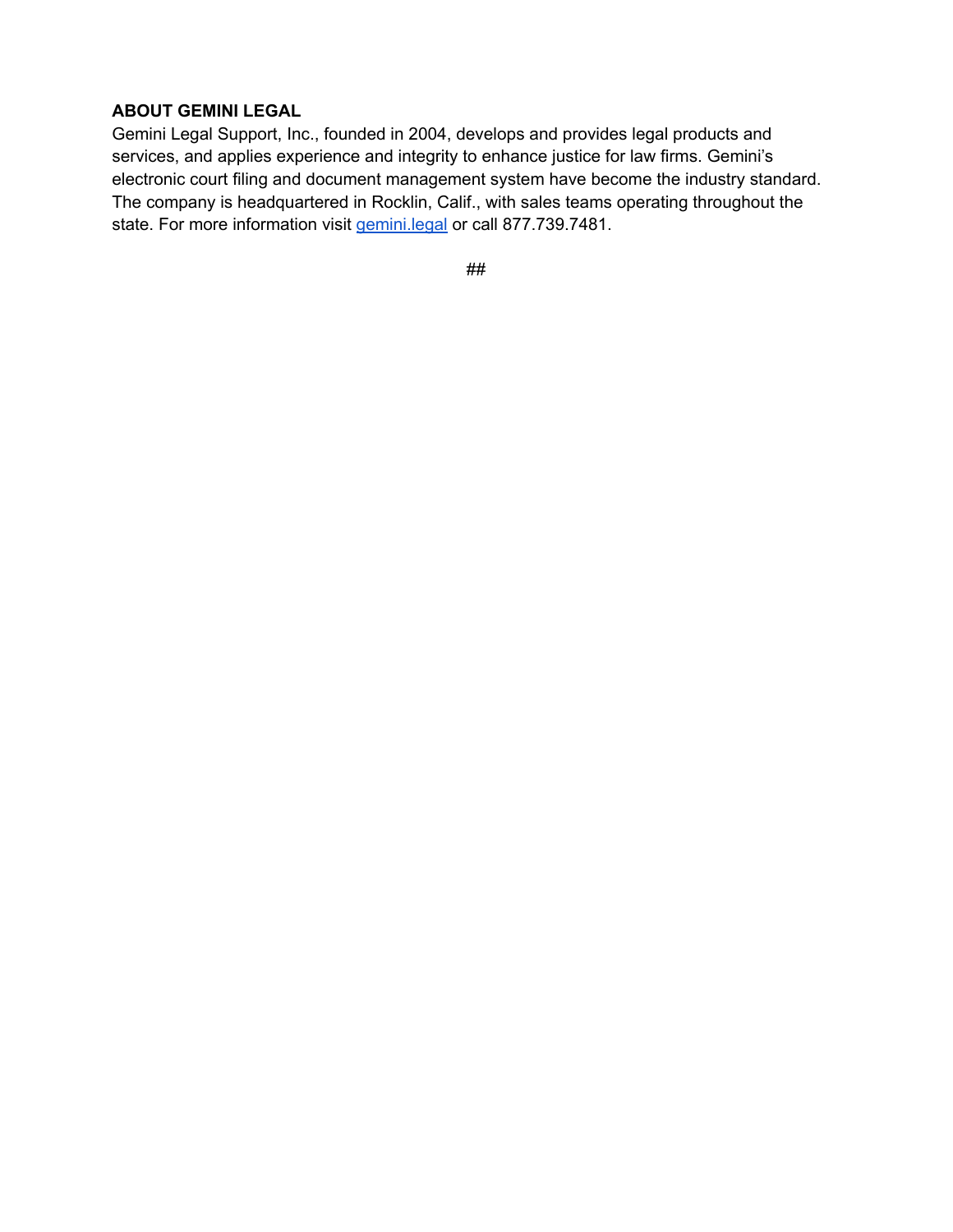**ABOUT GEMINI LEGAL**
Gemini Legal Support, Inc., founded in 2004, develops and provides legal products and services, and applies experience and integrity to enhance justice for law firms. Gemini's electronic court filing and document management system have become the industry standard. The company is headquartered in Rocklin, Calif., with sales teams operating throughout the state. For more information visit gemini.legal or call 877.739.7481.

##